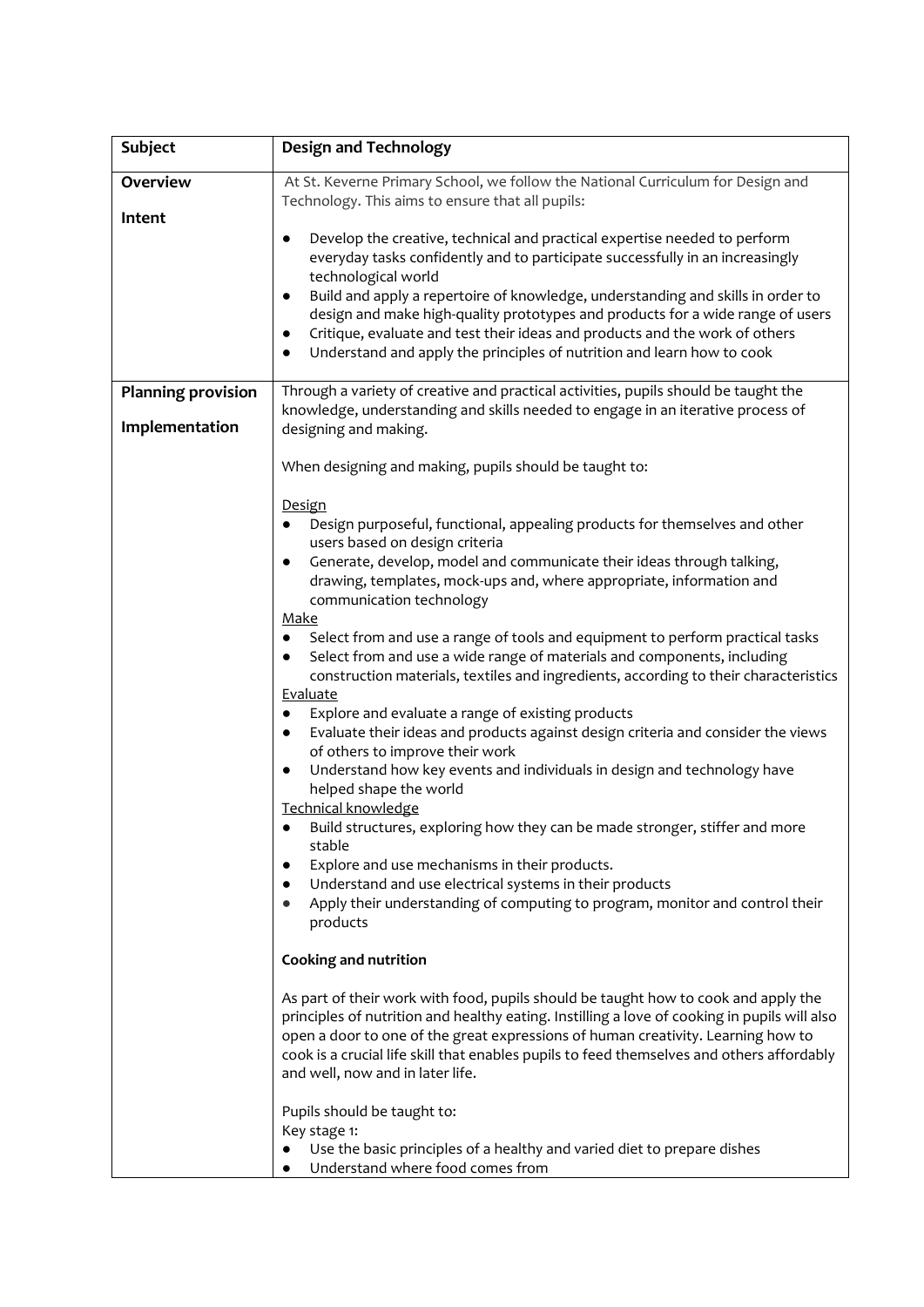| Subject | Design and Technology |
|---|---|
| **Overview**<br><br>**Intent** | At St. Keverne Primary School, we follow the National Curriculum for Design and Technology. This aims to ensure that all pupils:<br><br>● Develop the creative, technical and practical expertise needed to perform everyday tasks confidently and to participate successfully in an increasingly technological world<br>● Build and apply a repertoire of knowledge, understanding and skills in order to design and make high-quality prototypes and products for a wide range of users<br>● Critique, evaluate and test their ideas and products and the work of others<br>● Understand and apply the principles of nutrition and learn how to cook |
| **Planning provision**<br><br>**Implementation** | Through a variety of creative and practical activities, pupils should be taught the knowledge, understanding and skills needed to engage in an iterative process of designing and making.<br><br>When designing and making, pupils should be taught to:<br><br>Design<br>● Design purposeful, functional, appealing products for themselves and other users based on design criteria<br>● Generate, develop, model and communicate their ideas through talking, drawing, templates, mock-ups and, where appropriate, information and communication technology<br>Make<br>● Select from and use a range of tools and equipment to perform practical tasks<br>● Select from and use a wide range of materials and components, including construction materials, textiles and ingredients, according to their characteristics<br>Evaluate<br>● Explore and evaluate a range of existing products<br>● Evaluate their ideas and products against design criteria and consider the views of others to improve their work<br>● Understand how key events and individuals in design and technology have helped shape the world<br>Technical knowledge<br>● Build structures, exploring how they can be made stronger, stiffer and more stable<br>● Explore and use mechanisms in their products.<br>● Understand and use electrical systems in their products<br>● Apply their understanding of computing to program, monitor and control their products<br><br>**Cooking and nutrition**<br><br>As part of their work with food, pupils should be taught how to cook and apply the principles of nutrition and healthy eating. Instilling a love of cooking in pupils will also open a door to one of the great expressions of human creativity. Learning how to cook is a crucial life skill that enables pupils to feed themselves and others affordably and well, now and in later life.<br><br>Pupils should be taught to:<br>Key stage 1:<br>● Use the basic principles of a healthy and varied diet to prepare dishes<br>● Understand where food comes from |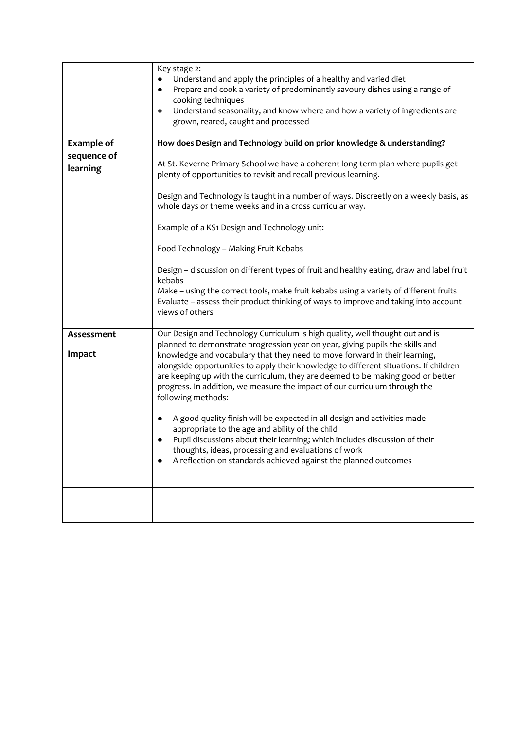| | |
|---|---|
| | Key stage 2:<br>● Understand and apply the principles of a healthy and varied diet<br>● Prepare and cook a variety of predominantly savoury dishes using a range of cooking techniques<br>● Understand seasonality, and know where and how a variety of ingredients are grown, reared, caught and processed |
| **Example of sequence of learning** | **How does Design and Technology build on prior knowledge & understanding?**<br><br>At St. Keverne Primary School we have a coherent long term plan where pupils get plenty of opportunities to revisit and recall previous learning.<br><br>Design and Technology is taught in a number of ways. Discreetly on a weekly basis, as whole days or theme weeks and in a cross curricular way.<br><br>Example of a KS1 Design and Technology unit:<br><br>Food Technology – Making Fruit Kebabs<br><br>Design – discussion on different types of fruit and healthy eating, draw and label fruit kebabs<br>Make – using the correct tools, make fruit kebabs using a variety of different fruits<br>Evaluate – assess their product thinking of ways to improve and taking into account views of others |
| **Assessment**<br><br>**Impact** | Our Design and Technology Curriculum is high quality, well thought out and is planned to demonstrate progression year on year, giving pupils the skills and knowledge and vocabulary that they need to move forward in their learning, alongside opportunities to apply their knowledge to different situations. If children are keeping up with the curriculum, they are deemed to be making good or better progress. In addition, we measure the impact of our curriculum through the following methods:<br><br>● A good quality finish will be expected in all design and activities made appropriate to the age and ability of the child<br>● Pupil discussions about their learning; which includes discussion of their thoughts, ideas, processing and evaluations of work<br>● A reflection on standards achieved against the planned outcomes |
| | |